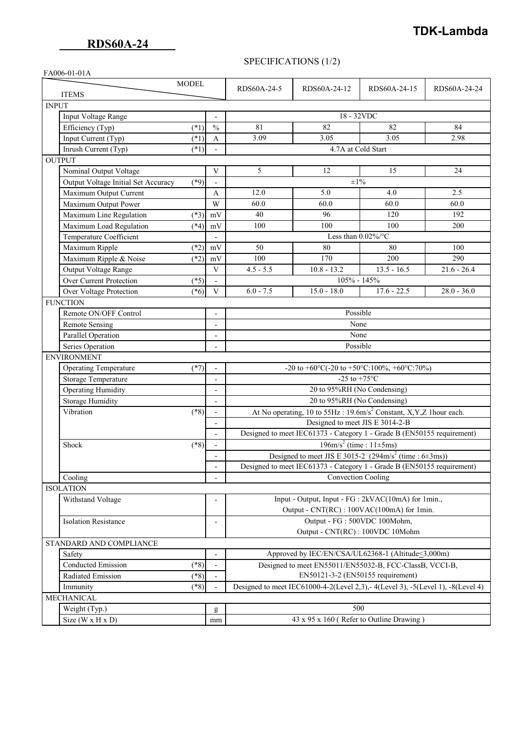**TDK-Lambda**

# RDS60A-24

## SPECIFICATIONS (1/2)

FA006-01-01A

| ITEMS | | MODEL | RDS60A-24-5 | RDS60A-24-12 | RDS60A-24-15 | RDS60A-24-24 |
|---|---|---|---|---|---|---|
| **INPUT** | | | | | | |
| Input Voltage Range | | - | 18 - 32VDC | | | |
| Efficiency (Typ) | (*1) | % | 81 | 82 | 82 | 84 |
| Input Current (Typ) | (*1) | A | 3.09 | 3.05 | 3.05 | 2.98 |
| Inrush Current (Typ) | (*1) | - | 4.7A at Cold Start | | | |
| **OUTPUT** | | | | | | |
| Nominal Output Voltage | | V | 5 | 12 | 15 | 24 |
| Output Voltage Initial Set Accuracy | (*9) | - | ±1% | | | |
| Maximum Output Current | | A | 12.0 | 5.0 | 4.0 | 2.5 |
| Maximum Output Power | | W | 60.0 | 60.0 | 60.0 | 60.0 |
| Maximum Line Regulation | (*3) | mV | 40 | 96 | 120 | 192 |
| Maximum Load Regulation | (*4) | mV | 100 | 100 | 100 | 200 |
| Temperature Coefficient | | - | Less than 0.02%/°C | | | |
| Maximum Ripple | (*2) | mV | 50 | 80 | 80 | 100 |
| Maximum Ripple & Noise | (*2) | mV | 100 | 170 | 200 | 290 |
| Output Voltage Range | | V | 4.5 - 5.5 | 10.8 - 13.2 | 13.5 - 16.5 | 21.6 - 26.4 |
| Over Current Protection | (*5) | - | 105% - 145% | | | |
| Over Voltage Protection | (*6) | V | 6.0 - 7.5 | 15.0 - 18.0 | 17.6 - 22.5 | 28.0 - 36.0 |
| **FUNCTION** | | | | | | |
| Remote ON/OFF Control | | - | Possible | | | |
| Remote Sensing | | - | None | | | |
| Parallel Operation | | - | None | | | |
| Series Operation | | - | Possible | | | |
| **ENVIRONMENT** | | | | | | |
| Operating Temperature | (*7) | - | -20 to +60°C(-20 to +50°C:100%, +60°C:70%) | | | |
| Storage Temperature | | - | -25 to +75°C | | | |
| Operating Humidity | | - | 20 to 95%RH (No Condensing) | | | |
| Storage Humidity | | - | 20 to 95%RH (No Condensing) | | | |
| Vibration | (*8) | - | At No operating, 10 to 55Hz : 19.6m/s$^2$ Constant, X,Y,Z 1hour each. | | | |
| | | - | Designed to meet JIS E 3014-2-B | | | |
| | | - | Designed to meet IEC61373 - Category 1 - Grade B (EN50155 requirement) | | | |
| Shock | (*8) | - | 196m/s$^2$ (time : 11±5ms) | | | |
| | | - | Designed to meet JIS E 3015-2 (294m/s$^2$ (time : 6±3ms)) | | | |
| | | - | Designed to meet IEC61373 - Category 1 - Grade B (EN50155 requirement) | | | |
| Cooling | | - | Convection Cooling | | | |
| **ISOLATION** | | | | | | |
| Withstand Voltage | | - | Input - Output, Input - FG : 2kVAC(10mA) for 1min., Output - CNT(RC) : 100VAC(100mA) for 1min. | | | |
| Isolation Resistance | | - | Output - FG : 500VDC 100Mohm, Output - CNT(RC) : 100VDC 10Mohm | | | |
| **STANDARD AND COMPLIANCE** | | | | | | |
| Safety | | - | Approved by IEC/EN/CSA/UL62368-1 (Altitude≤3,000m) | | | |
| Conducted Emission | (*8) | - | Designed to meet EN55011/EN55032-B, FCC-ClassB, VCCI-B, EN50121-3-2 (EN50155 requirement) | | | |
| Radiated Emission | (*8) | - | | | | |
| Immunity | (*8) | - | Designed to meet IEC61000-4-2(Level 2,3),- 4(Level 3), -5(Level 1), -8(Level 4) | | | |
| **MECHANICAL** | | | | | | |
| Weight (Typ.) | | g | 500 | | | |
| Size (W x H x D) | | mm | 43 x 95 x 160 ( Refer to Outline Drawing ) | | | |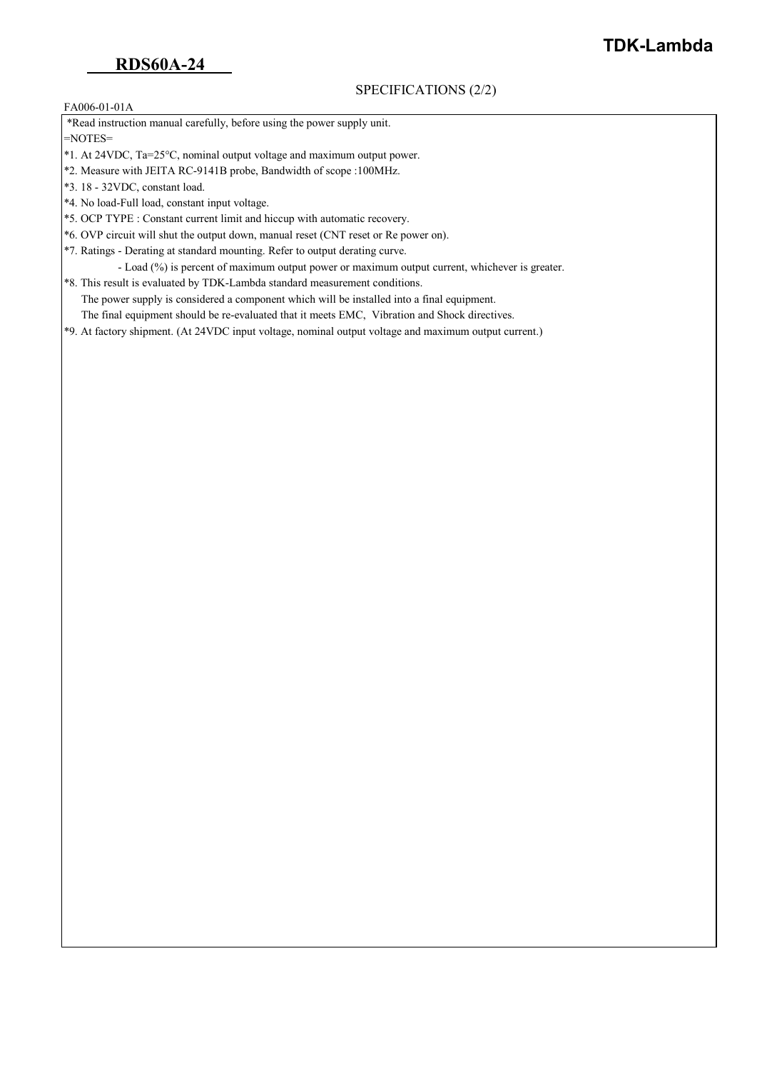# RDS60A-24

SPECIFICATIONS (2/2)

FA006-01-01A

*Read instruction manual carefully, before using the power supply unit.

=NOTES=

*1. At 24VDC, Ta=25°C, nominal output voltage and maximum output power.

*2. Measure with JEITA RC-9141B probe, Bandwidth of scope :100MHz.

*3. 18 - 32VDC, constant load.

*4. No load-Full load, constant input voltage.

*5. OCP TYPE : Constant current limit and hiccup with automatic recovery.

*6. OVP circuit will shut the output down, manual reset (CNT reset or Re power on).

*7. Ratings - Derating at standard mounting. Refer to output derating curve.

- Load (%) is percent of maximum output power or maximum output current, whichever is greater.

*8. This result is evaluated by TDK-Lambda standard measurement conditions.

The power supply is considered a component which will be installed into a final equipment.

The final equipment should be re-evaluated that it meets EMC, Vibration and Shock directives.

*9. At factory shipment. (At 24VDC input voltage, nominal output voltage and maximum output current.)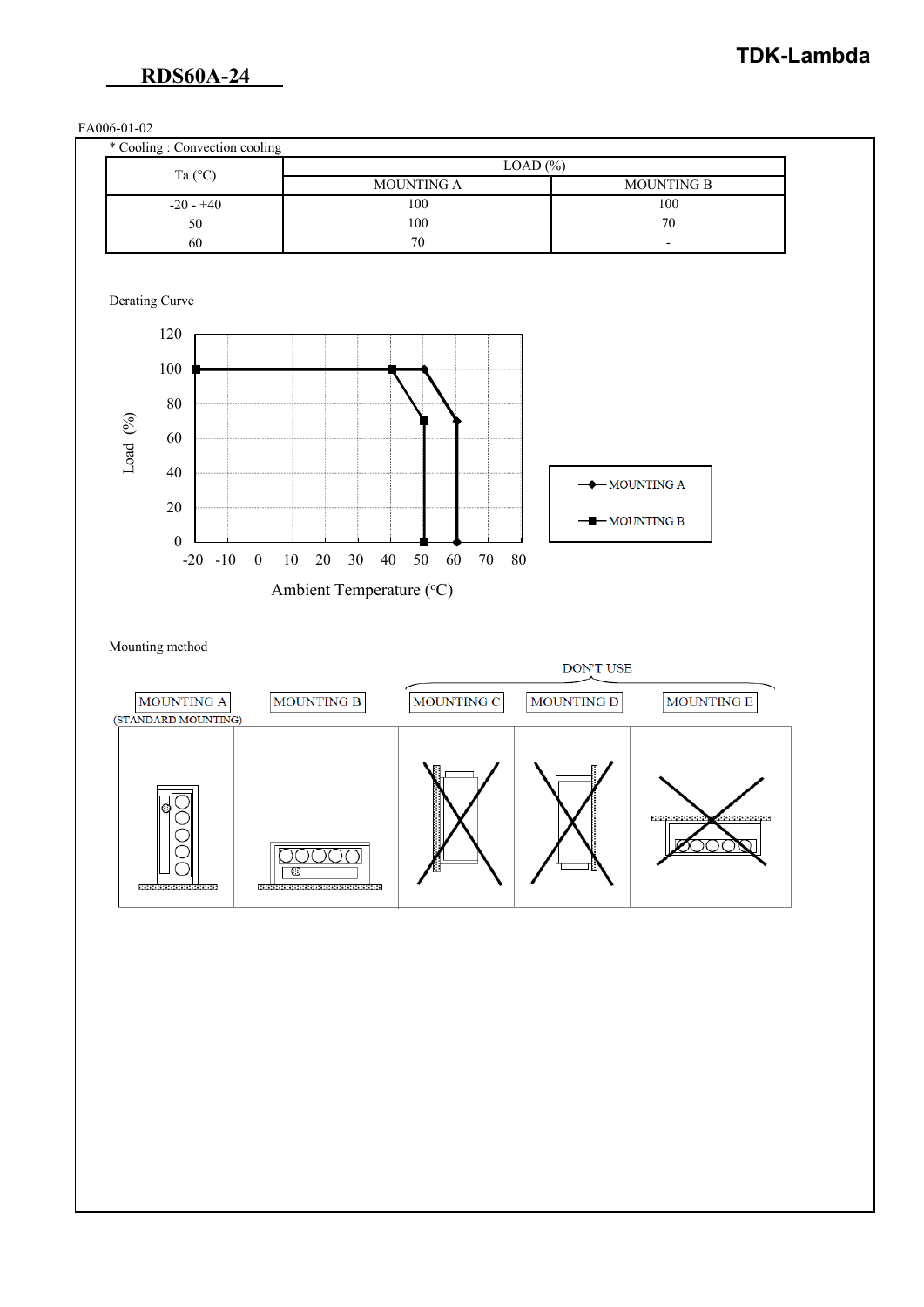# RDS60A-24

TDK-Lambda

FA006-01-02

* Cooling : Convection cooling

| Ta (°C) | LOAD (%) | |
|---|---|---|
| | MOUNTING A | MOUNTING B |
| -20 - +40 | 100 | 100 |
| 50 | 100 | 70 |
| 60 | 70 | - |

Derating Curve

Load (%)

120
100
80
60
40
20
0

-20 -10 0 10 20 30 40 50 60 70 80

Ambient Temperature (°C)

MOUNTING A
MOUNTING B

Mounting method

MOUNTING A
(STANDARD MOUNTING)

MOUNTING B

DON'T USE

MOUNTING C

MOUNTING D

MOUNTING E